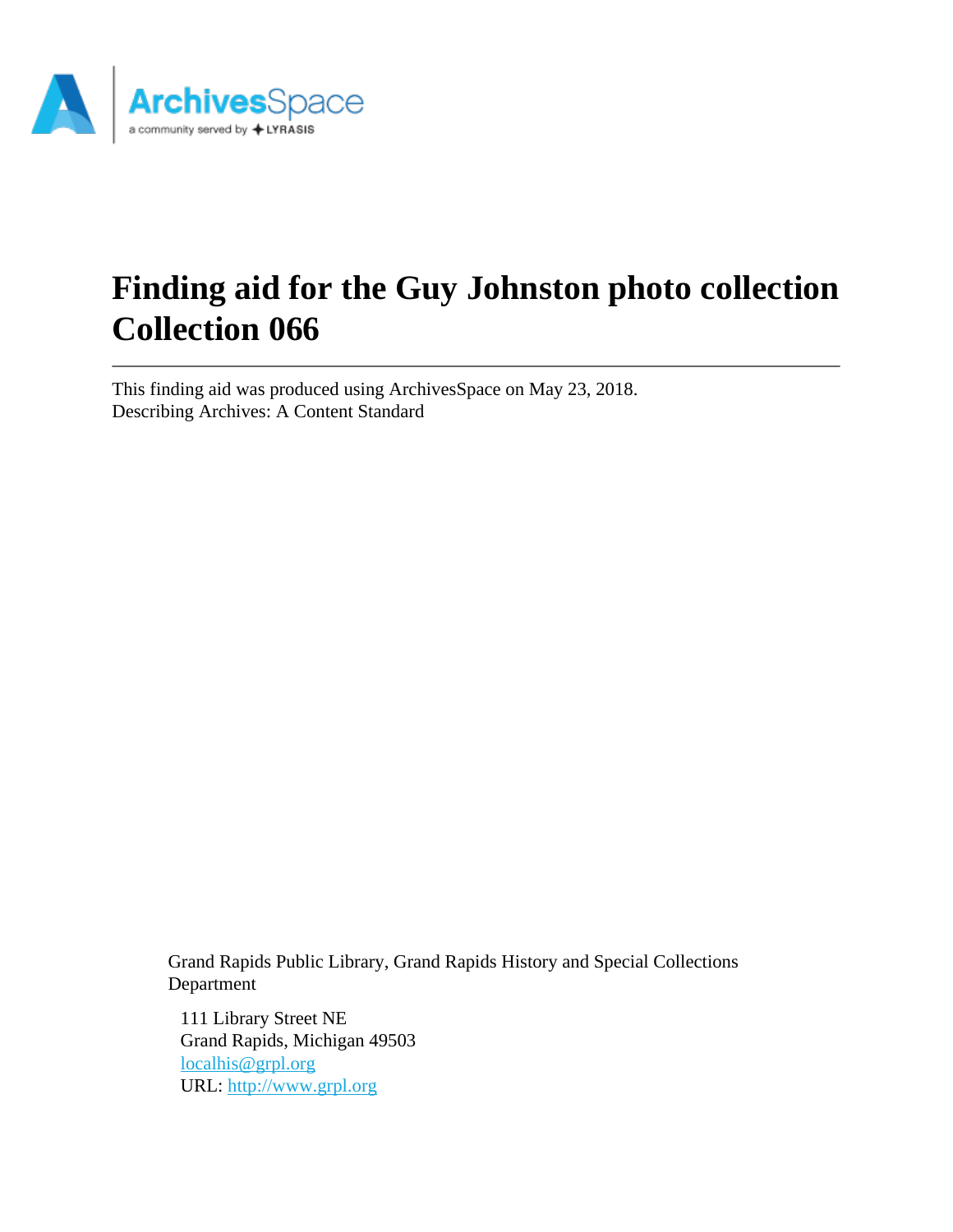# Finding aid for the Guy Johnston photo collection Collection 066

This finding aid was produced using ArchivesSpace on May 23, 2018.
Describing Archives: A Content Standard

Grand Rapids Public Library, Grand Rapids History and Special Collections Department

111 Library Street NE
Grand Rapids, Michigan 49503
localhis@grpl.org
URL: http://www.grpl.org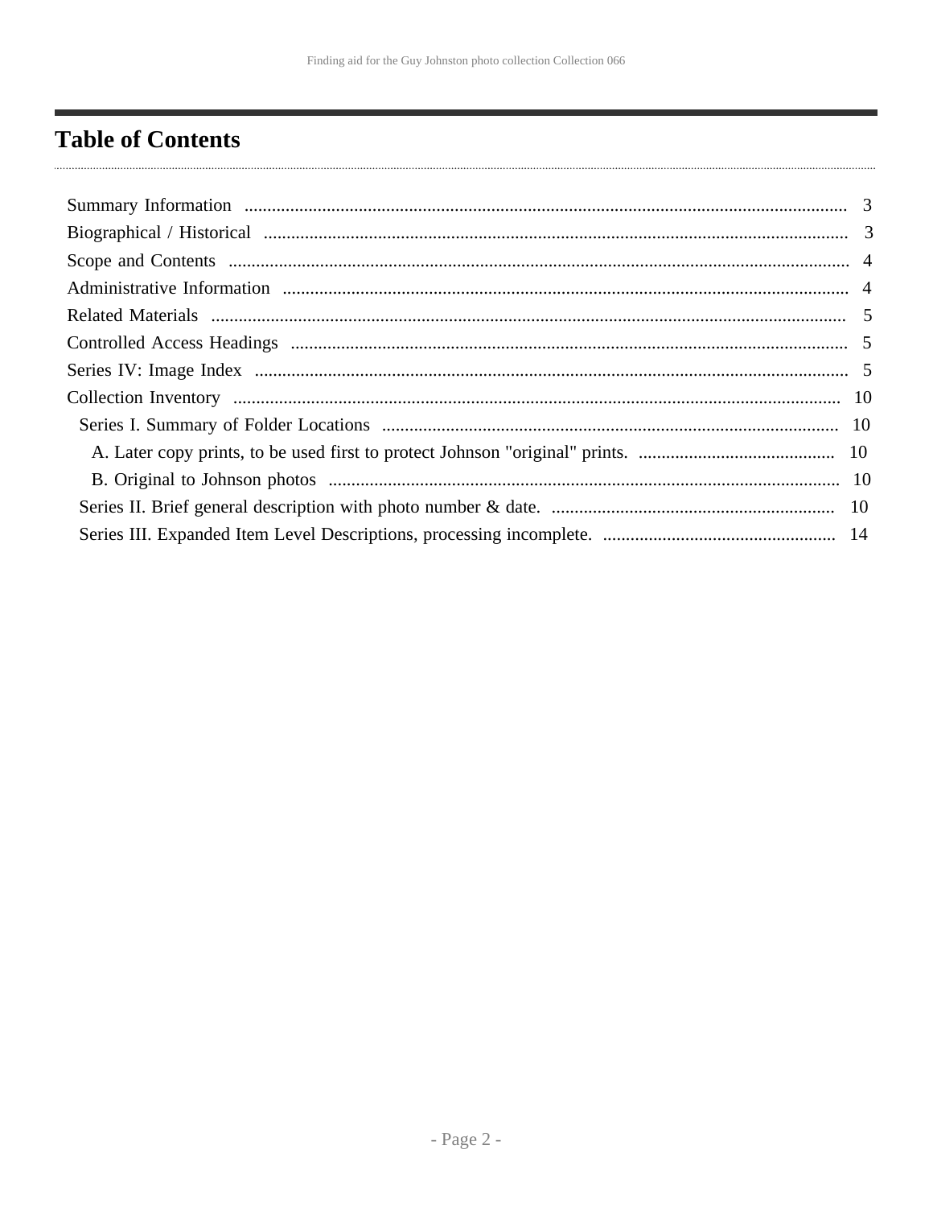# Table of Contents

Summary Information .................................................................................................................................. 3
Biographical / Historical .............................................................................................................................. 3
Scope and Contents ..................................................................................................................................... 4
Administrative Information .......................................................................................................................... 4
Related Materials ......................................................................................................................................... 5
Controlled Access Headings ........................................................................................................................ 5
Series IV: Image Index ................................................................................................................................ 5
Collection Inventory .................................................................................................................................... 10
  Series I. Summary of Folder Locations .................................................................................................. 10
    A. Later copy prints, to be used first to protect Johnson "original" prints. .......................................... 10
    B. Original to Johnson photos ............................................................................................................... 10
  Series II. Brief general description with photo number & date. ............................................................ 10
  Series III. Expanded Item Level Descriptions, processing incomplete. .................................................. 14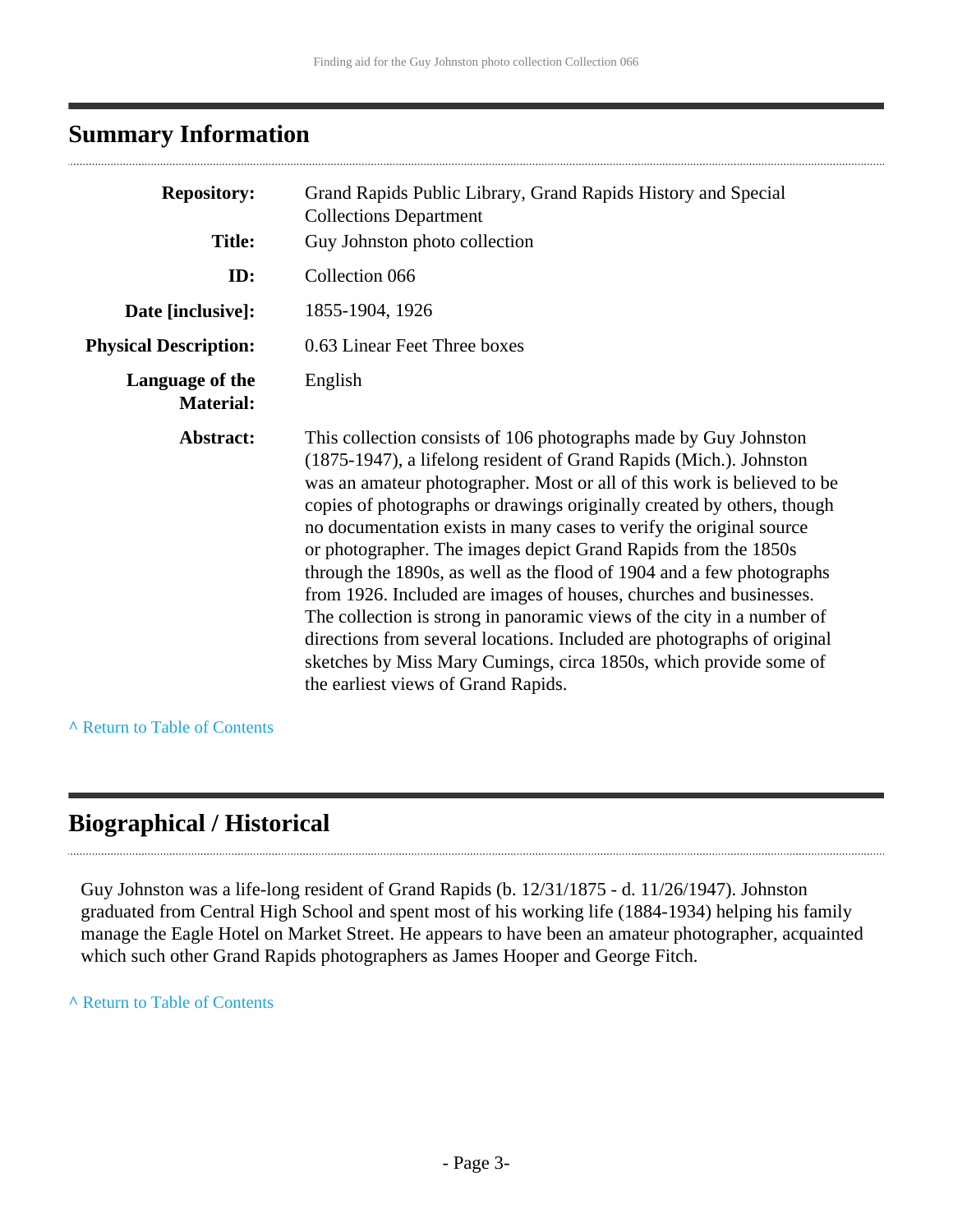## Summary Information

| | |
|---|---|
| **Repository:** | Grand Rapids Public Library, Grand Rapids History and Special Collections Department |
| **Title:** | Guy Johnston photo collection |
| **ID:** | Collection 066 |
| **Date [inclusive]:** | 1855-1904, 1926 |
| **Physical Description:** | 0.63 Linear Feet Three boxes |
| **Language of the Material:** | English |
| **Abstract:** | This collection consists of 106 photographs made by Guy Johnston (1875-1947), a lifelong resident of Grand Rapids (Mich.). Johnston was an amateur photographer. Most or all of this work is believed to be copies of photographs or drawings originally created by others, though no documentation exists in many cases to verify the original source or photographer. The images depict Grand Rapids from the 1850s through the 1890s, as well as the flood of 1904 and a few photographs from 1926. Included are images of houses, churches and businesses. The collection is strong in panoramic views of the city in a number of directions from several locations. Included are photographs of original sketches by Miss Mary Cumings, circa 1850s, which provide some of the earliest views of Grand Rapids. |

^ Return to Table of Contents

## Biographical / Historical

Guy Johnston was a life-long resident of Grand Rapids (b. 12/31/1875 - d. 11/26/1947). Johnston graduated from Central High School and spent most of his working life (1884-1934) helping his family manage the Eagle Hotel on Market Street. He appears to have been an amateur photographer, acquainted which such other Grand Rapids photographers as James Hooper and George Fitch.

^ Return to Table of Contents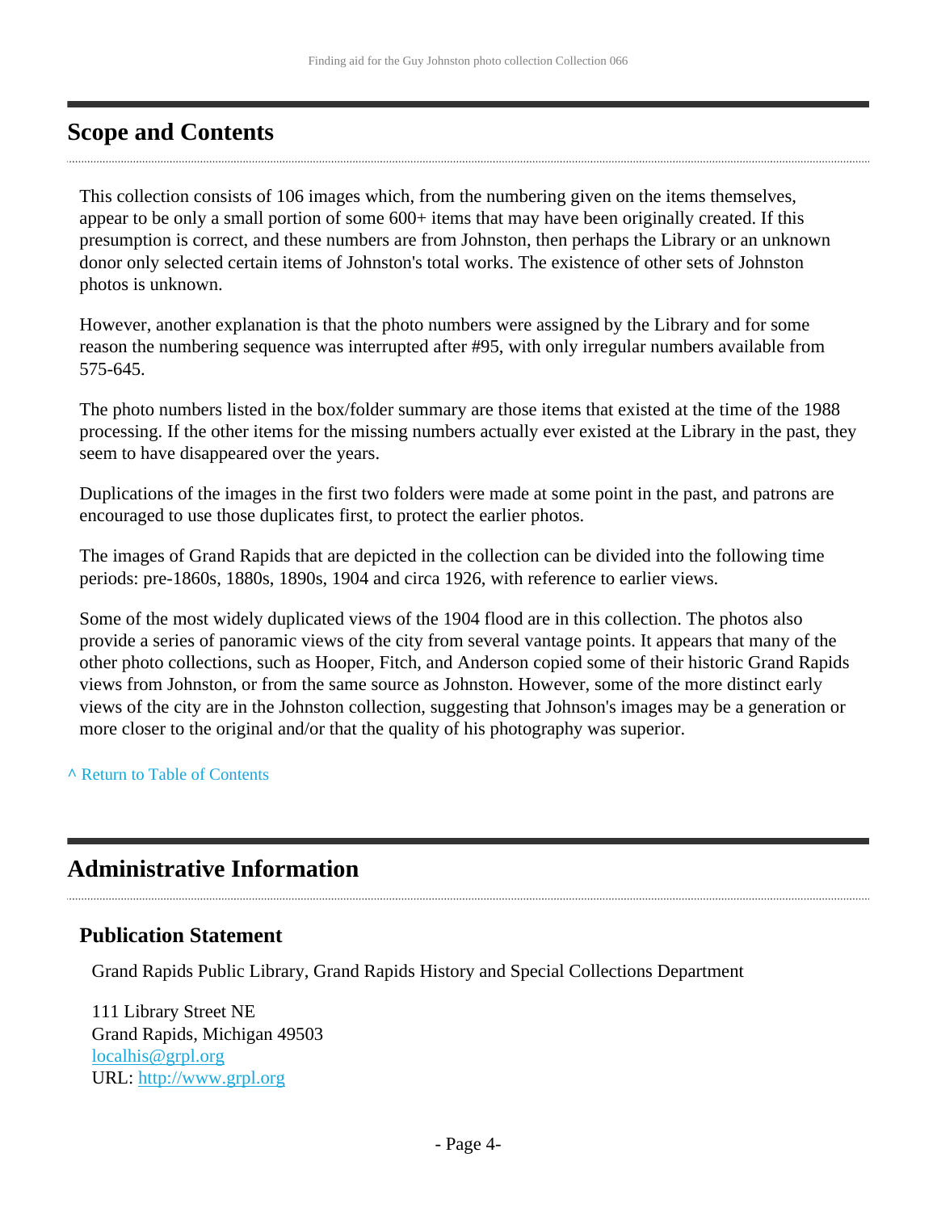## Scope and Contents

This collection consists of 106 images which, from the numbering given on the items themselves, appear to be only a small portion of some 600+ items that may have been originally created. If this presumption is correct, and these numbers are from Johnston, then perhaps the Library or an unknown donor only selected certain items of Johnston's total works. The existence of other sets of Johnston photos is unknown.

However, another explanation is that the photo numbers were assigned by the Library and for some reason the numbering sequence was interrupted after #95, with only irregular numbers available from 575-645.

The photo numbers listed in the box/folder summary are those items that existed at the time of the 1988 processing. If the other items for the missing numbers actually ever existed at the Library in the past, they seem to have disappeared over the years.

Duplications of the images in the first two folders were made at some point in the past, and patrons are encouraged to use those duplicates first, to protect the earlier photos.

The images of Grand Rapids that are depicted in the collection can be divided into the following time periods: pre-1860s, 1880s, 1890s, 1904 and circa 1926, with reference to earlier views.

Some of the most widely duplicated views of the 1904 flood are in this collection. The photos also provide a series of panoramic views of the city from several vantage points. It appears that many of the other photo collections, such as Hooper, Fitch, and Anderson copied some of their historic Grand Rapids views from Johnston, or from the same source as Johnston. However, some of the more distinct early views of the city are in the Johnston collection, suggesting that Johnson's images may be a generation or more closer to the original and/or that the quality of his photography was superior.

^ Return to Table of Contents

## Administrative Information

### Publication Statement

Grand Rapids Public Library, Grand Rapids History and Special Collections Department

111 Library Street NE
Grand Rapids, Michigan 49503
localhis@grpl.org
URL: http://www.grpl.org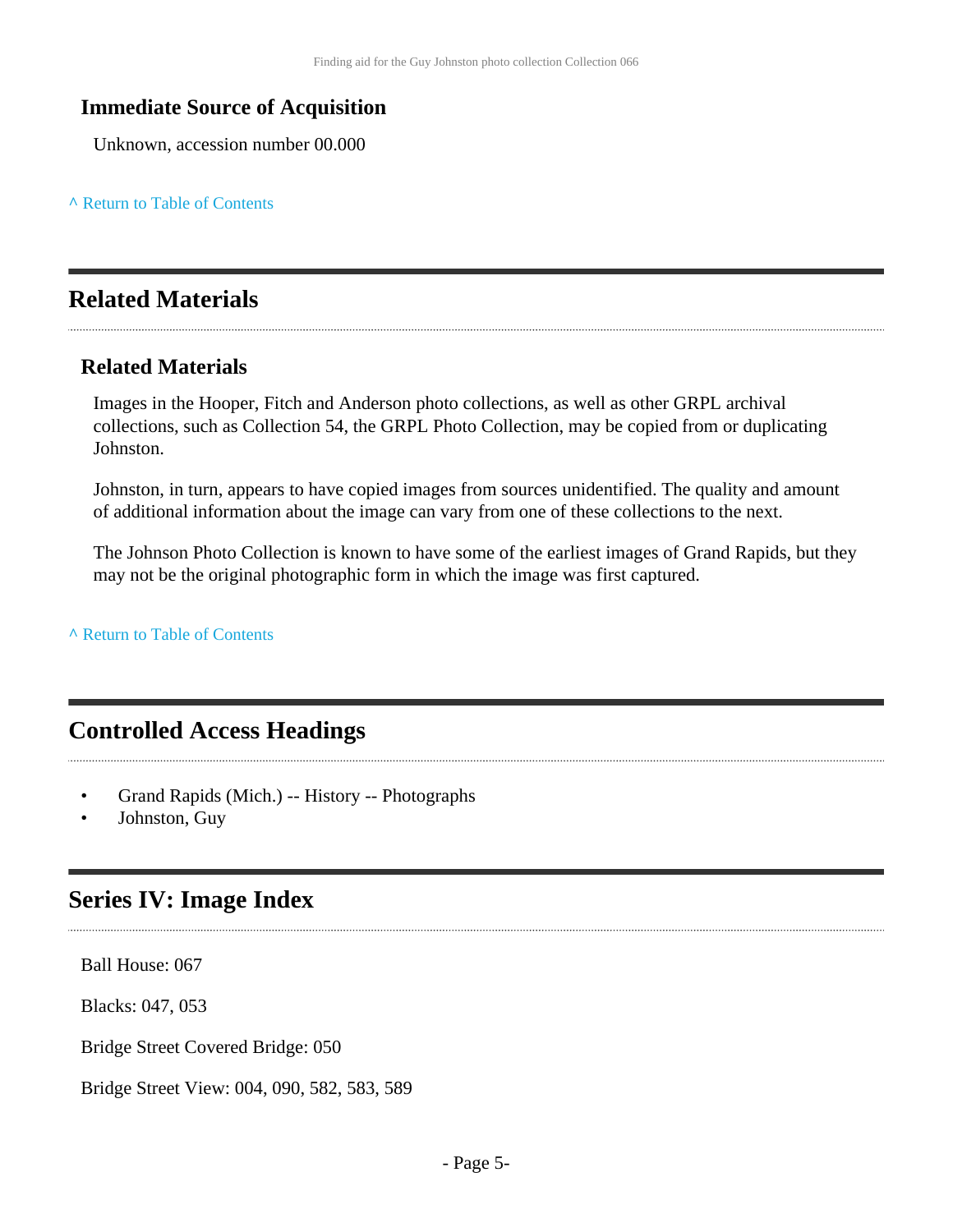### Immediate Source of Acquisition

Unknown, accession number 00.000

^ Return to Table of Contents

## Related Materials

### Related Materials

Images in the Hooper, Fitch and Anderson photo collections, as well as other GRPL archival collections, such as Collection 54, the GRPL Photo Collection, may be copied from or duplicating Johnston.

Johnston, in turn, appears to have copied images from sources unidentified. The quality and amount of additional information about the image can vary from one of these collections to the next.

The Johnson Photo Collection is known to have some of the earliest images of Grand Rapids, but they may not be the original photographic form in which the image was first captured.

^ Return to Table of Contents

## Controlled Access Headings

- Grand Rapids (Mich.) -- History -- Photographs
- Johnston, Guy

## Series IV: Image Index

Ball House: 067

Blacks: 047, 053

Bridge Street Covered Bridge: 050

Bridge Street View: 004, 090, 582, 583, 589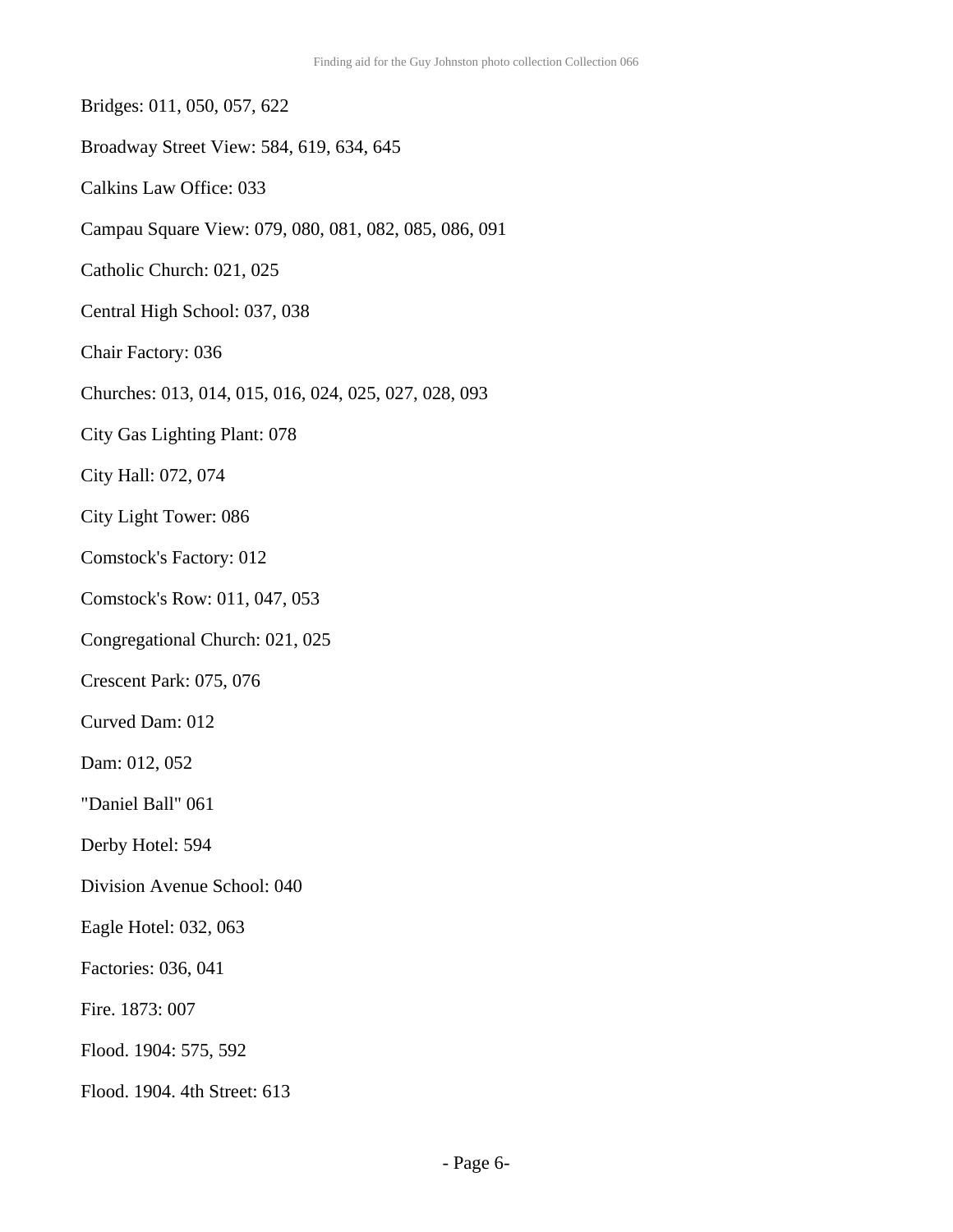Bridges: 011, 050, 057, 622

Broadway Street View: 584, 619, 634, 645

Calkins Law Office: 033

Campau Square View: 079, 080, 081, 082, 085, 086, 091

Catholic Church: 021, 025

Central High School: 037, 038

Chair Factory: 036

Churches: 013, 014, 015, 016, 024, 025, 027, 028, 093

City Gas Lighting Plant: 078

City Hall: 072, 074

City Light Tower: 086

Comstock's Factory: 012

Comstock's Row: 011, 047, 053

Congregational Church: 021, 025

Crescent Park: 075, 076

Curved Dam: 012

Dam: 012, 052

"Daniel Ball" 061

Derby Hotel: 594

Division Avenue School: 040

Eagle Hotel: 032, 063

Factories: 036, 041

Fire. 1873: 007

Flood. 1904: 575, 592

Flood. 1904. 4th Street: 613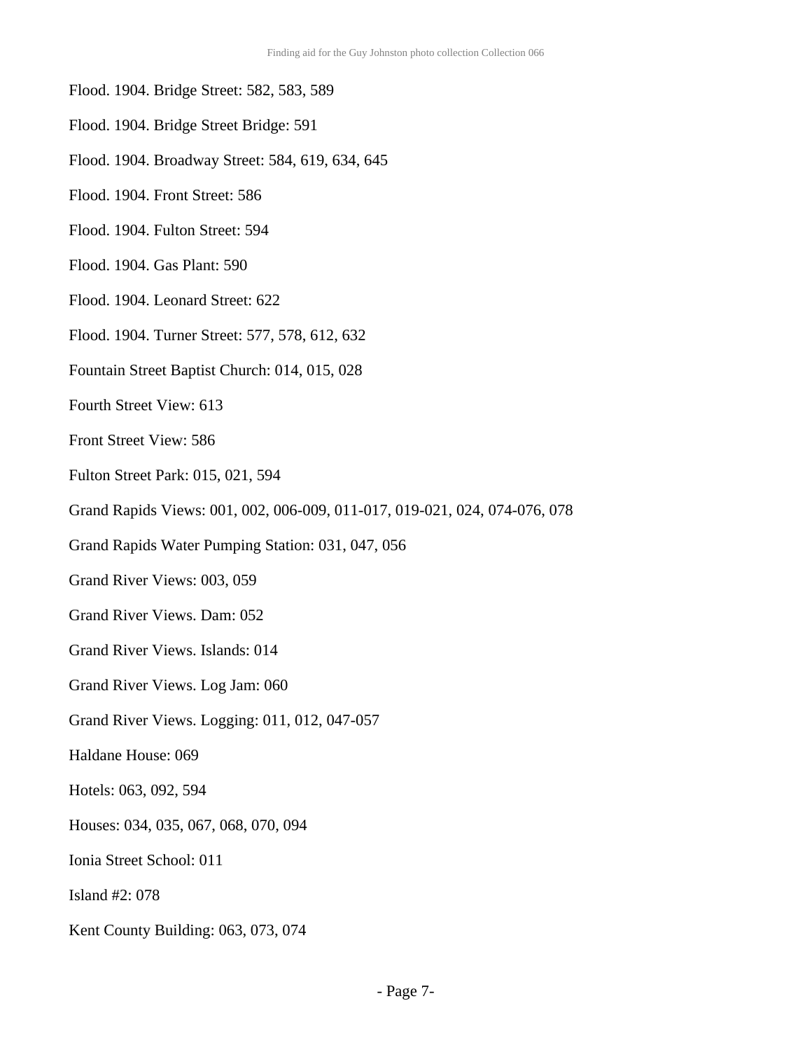Flood. 1904. Bridge Street: 582, 583, 589

Flood. 1904. Bridge Street Bridge: 591

Flood. 1904. Broadway Street: 584, 619, 634, 645

Flood. 1904. Front Street: 586

Flood. 1904. Fulton Street: 594

Flood. 1904. Gas Plant: 590

Flood. 1904. Leonard Street: 622

Flood. 1904. Turner Street: 577, 578, 612, 632

Fountain Street Baptist Church: 014, 015, 028

Fourth Street View: 613

Front Street View: 586

Fulton Street Park: 015, 021, 594

Grand Rapids Views: 001, 002, 006-009, 011-017, 019-021, 024, 074-076, 078

Grand Rapids Water Pumping Station: 031, 047, 056

Grand River Views: 003, 059

Grand River Views. Dam: 052

Grand River Views. Islands: 014

Grand River Views. Log Jam: 060

Grand River Views. Logging: 011, 012, 047-057

Haldane House: 069

Hotels: 063, 092, 594

Houses: 034, 035, 067, 068, 070, 094

Ionia Street School: 011

Island #2: 078

Kent County Building: 063, 073, 074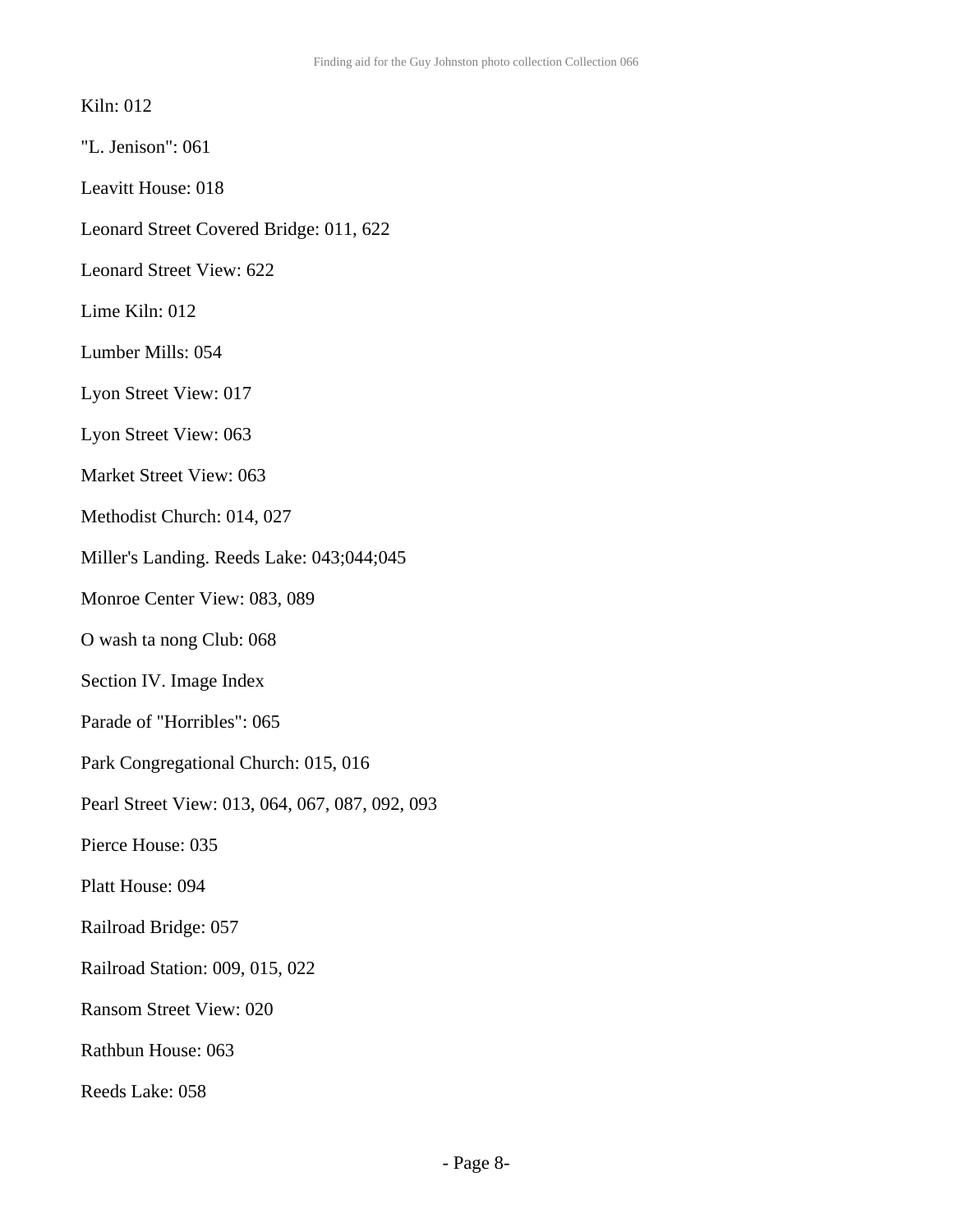Kiln: 012

"L. Jenison": 061

Leavitt House: 018

Leonard Street Covered Bridge: 011, 622

Leonard Street View: 622

Lime Kiln: 012

Lumber Mills: 054

Lyon Street View: 017

Lyon Street View: 063

Market Street View: 063

Methodist Church: 014, 027

Miller's Landing. Reeds Lake: 043;044;045

Monroe Center View: 083, 089

O wash ta nong Club: 068

Section IV. Image Index

Parade of "Horribles": 065

Park Congregational Church: 015, 016

Pearl Street View: 013, 064, 067, 087, 092, 093

Pierce House: 035

Platt House: 094

Railroad Bridge: 057

Railroad Station: 009, 015, 022

Ransom Street View: 020

Rathbun House: 063

Reeds Lake: 058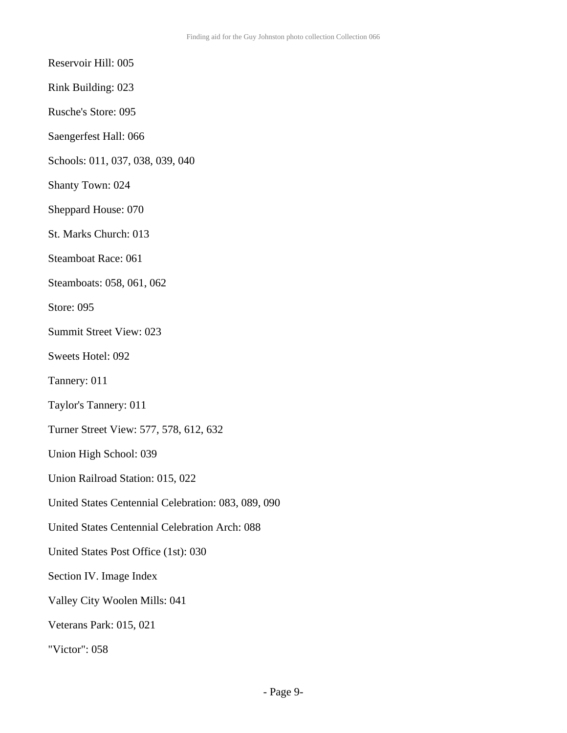Reservoir Hill: 005

Rink Building: 023

Rusche's Store: 095

Saengerfest Hall: 066

Schools: 011, 037, 038, 039, 040

Shanty Town: 024

Sheppard House: 070

St. Marks Church: 013

Steamboat Race: 061

Steamboats: 058, 061, 062

Store: 095

Summit Street View: 023

Sweets Hotel: 092

Tannery: 011

Taylor's Tannery: 011

Turner Street View: 577, 578, 612, 632

Union High School: 039

Union Railroad Station: 015, 022

United States Centennial Celebration: 083, 089, 090

United States Centennial Celebration Arch: 088

United States Post Office (1st): 030

Section IV. Image Index

Valley City Woolen Mills: 041

Veterans Park: 015, 021

"Victor": 058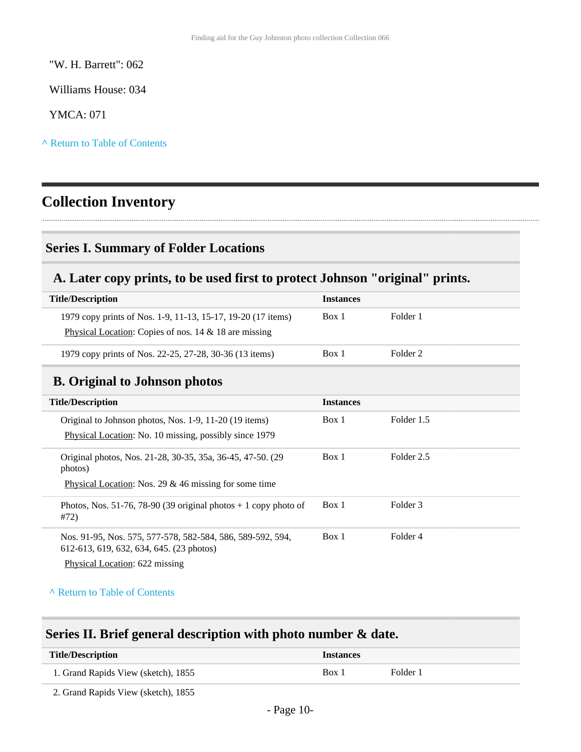"W. H. Barrett": 062

Williams House: 034

YMCA: 071

^ Return to Table of Contents

# Collection Inventory

## Series I. Summary of Folder Locations

### A. Later copy prints, to be used first to protect Johnson "original" prints.

| Title/Description | Instances | |
|---|---|---|
| 1979 copy prints of Nos. 1-9, 11-13, 15-17, 19-20 (17 items)<br>Physical Location: Copies of nos. 14 & 18 are missing | Box 1 | Folder 1 |
| 1979 copy prints of Nos. 22-25, 27-28, 30-36 (13 items) | Box 1 | Folder 2 |

### B. Original to Johnson photos

| Title/Description | Instances | |
|---|---|---|
| Original to Johnson photos, Nos. 1-9, 11-20 (19 items)<br>Physical Location: No. 10 missing, possibly since 1979 | Box 1 | Folder 1.5 |
| Original photos, Nos. 21-28, 30-35, 35a, 36-45, 47-50. (29 photos)<br>Physical Location: Nos. 29 & 46 missing for some time | Box 1 | Folder 2.5 |
| Photos, Nos. 51-76, 78-90 (39 original photos + 1 copy photo of #72) | Box 1 | Folder 3 |
| Nos. 91-95, Nos. 575, 577-578, 582-584, 586, 589-592, 594, 612-613, 619, 632, 634, 645. (23 photos)<br>Physical Location: 622 missing | Box 1 | Folder 4 |

^ Return to Table of Contents

## Series II. Brief general description with photo number & date.

| Title/Description | Instances | |
|---|---|---|
| 1. Grand Rapids View (sketch), 1855 | Box 1 | Folder 1 |
| 2. Grand Rapids View (sketch), 1855 | | |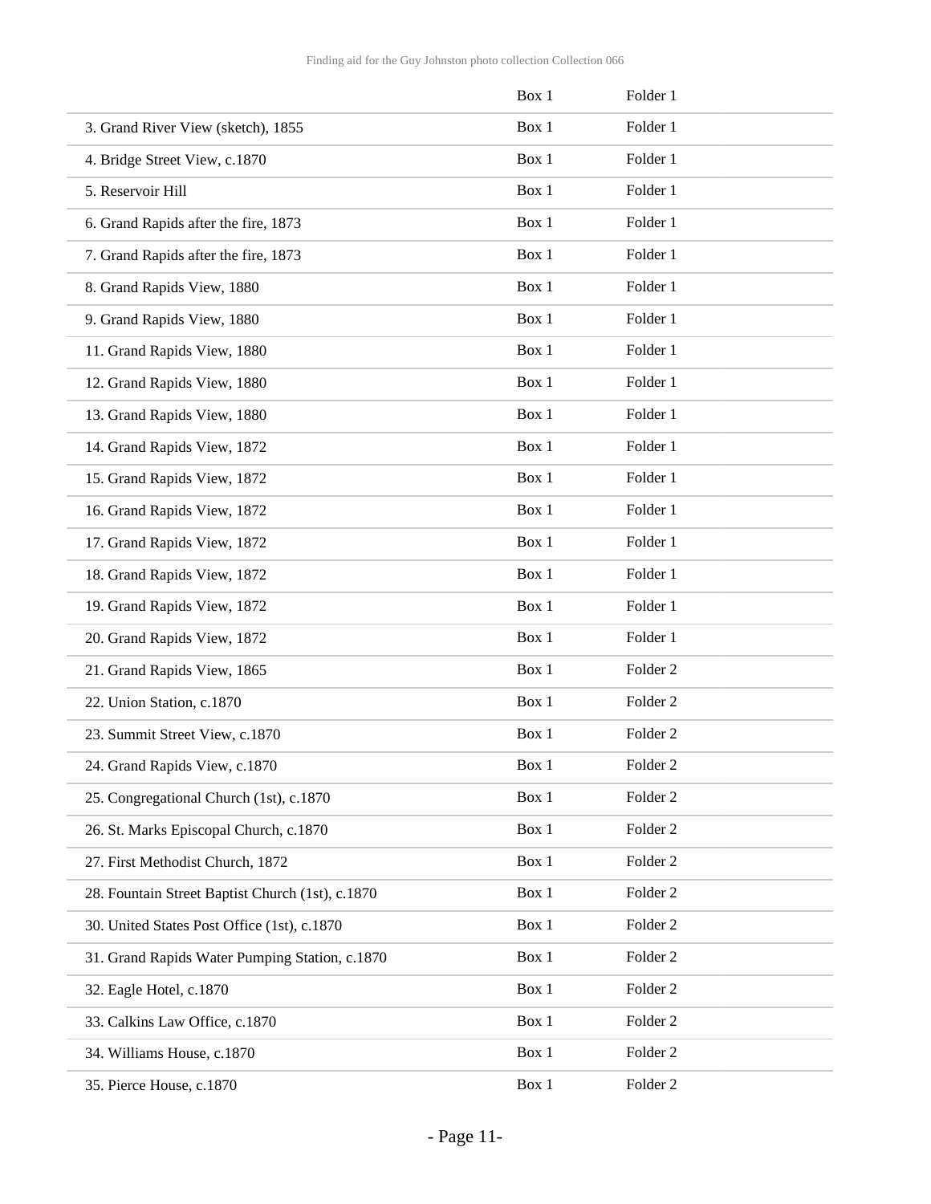| | | |
|---|---|---|
| | Box 1 | Folder 1 |
| 3. Grand River View (sketch), 1855 | Box 1 | Folder 1 |
| 4. Bridge Street View, c.1870 | Box 1 | Folder 1 |
| 5. Reservoir Hill | Box 1 | Folder 1 |
| 6. Grand Rapids after the fire, 1873 | Box 1 | Folder 1 |
| 7. Grand Rapids after the fire, 1873 | Box 1 | Folder 1 |
| 8. Grand Rapids View, 1880 | Box 1 | Folder 1 |
| 9. Grand Rapids View, 1880 | Box 1 | Folder 1 |
| 11. Grand Rapids View, 1880 | Box 1 | Folder 1 |
| 12. Grand Rapids View, 1880 | Box 1 | Folder 1 |
| 13. Grand Rapids View, 1880 | Box 1 | Folder 1 |
| 14. Grand Rapids View, 1872 | Box 1 | Folder 1 |
| 15. Grand Rapids View, 1872 | Box 1 | Folder 1 |
| 16. Grand Rapids View, 1872 | Box 1 | Folder 1 |
| 17. Grand Rapids View, 1872 | Box 1 | Folder 1 |
| 18. Grand Rapids View, 1872 | Box 1 | Folder 1 |
| 19. Grand Rapids View, 1872 | Box 1 | Folder 1 |
| 20. Grand Rapids View, 1872 | Box 1 | Folder 1 |
| 21. Grand Rapids View, 1865 | Box 1 | Folder 2 |
| 22. Union Station, c.1870 | Box 1 | Folder 2 |
| 23. Summit Street View, c.1870 | Box 1 | Folder 2 |
| 24. Grand Rapids View, c.1870 | Box 1 | Folder 2 |
| 25. Congregational Church (1st), c.1870 | Box 1 | Folder 2 |
| 26. St. Marks Episcopal Church, c.1870 | Box 1 | Folder 2 |
| 27. First Methodist Church, 1872 | Box 1 | Folder 2 |
| 28. Fountain Street Baptist Church (1st), c.1870 | Box 1 | Folder 2 |
| 30. United States Post Office (1st), c.1870 | Box 1 | Folder 2 |
| 31. Grand Rapids Water Pumping Station, c.1870 | Box 1 | Folder 2 |
| 32. Eagle Hotel, c.1870 | Box 1 | Folder 2 |
| 33. Calkins Law Office, c.1870 | Box 1 | Folder 2 |
| 34. Williams House, c.1870 | Box 1 | Folder 2 |
| 35. Pierce House, c.1870 | Box 1 | Folder 2 |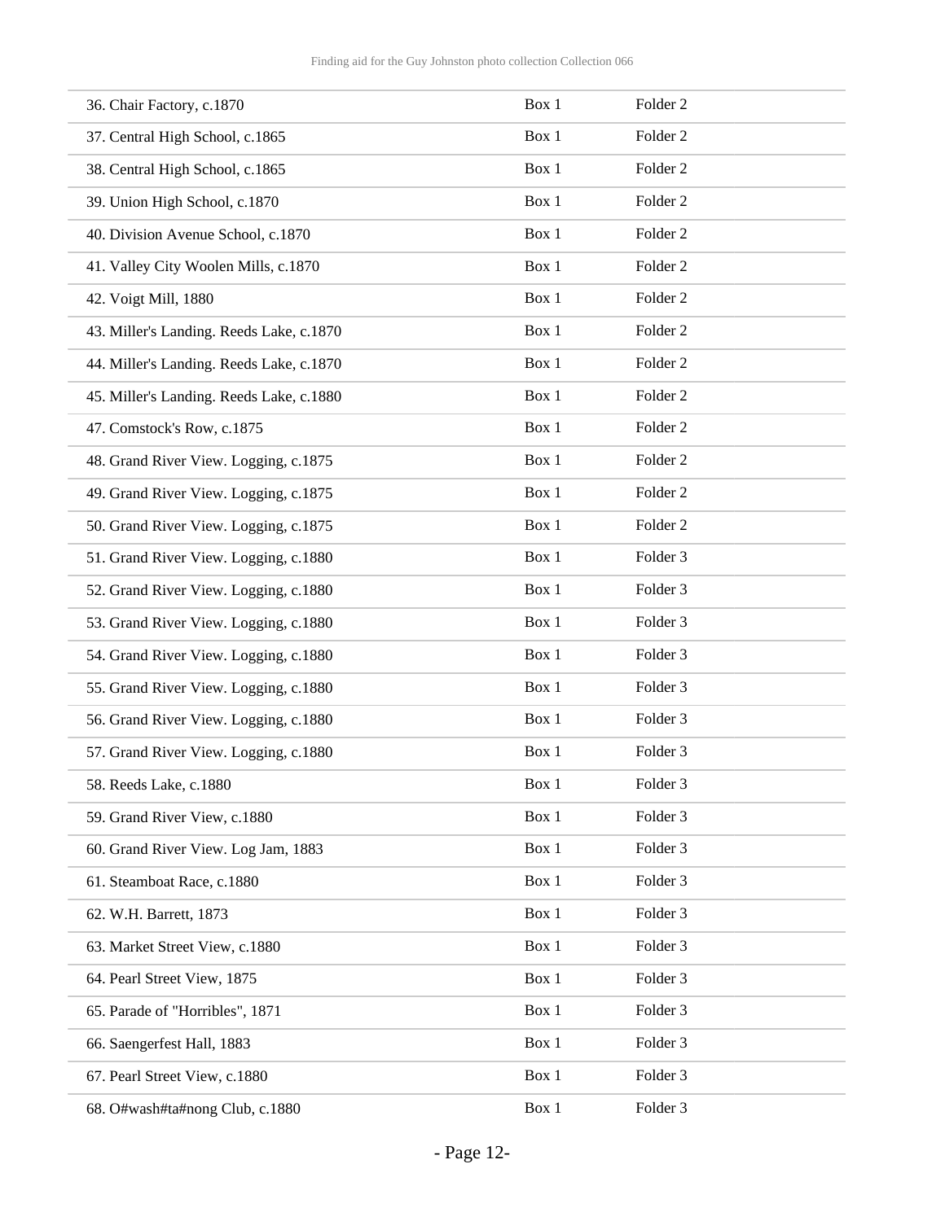| | | |
|---|---|---|
| 36. Chair Factory, c.1870 | Box 1 | Folder 2 |
| 37. Central High School, c.1865 | Box 1 | Folder 2 |
| 38. Central High School, c.1865 | Box 1 | Folder 2 |
| 39. Union High School, c.1870 | Box 1 | Folder 2 |
| 40. Division Avenue School, c.1870 | Box 1 | Folder 2 |
| 41. Valley City Woolen Mills, c.1870 | Box 1 | Folder 2 |
| 42. Voigt Mill, 1880 | Box 1 | Folder 2 |
| 43. Miller's Landing. Reeds Lake, c.1870 | Box 1 | Folder 2 |
| 44. Miller's Landing. Reeds Lake, c.1870 | Box 1 | Folder 2 |
| 45. Miller's Landing. Reeds Lake, c.1880 | Box 1 | Folder 2 |
| 47. Comstock's Row, c.1875 | Box 1 | Folder 2 |
| 48. Grand River View. Logging, c.1875 | Box 1 | Folder 2 |
| 49. Grand River View. Logging, c.1875 | Box 1 | Folder 2 |
| 50. Grand River View. Logging, c.1875 | Box 1 | Folder 2 |
| 51. Grand River View. Logging, c.1880 | Box 1 | Folder 3 |
| 52. Grand River View. Logging, c.1880 | Box 1 | Folder 3 |
| 53. Grand River View. Logging, c.1880 | Box 1 | Folder 3 |
| 54. Grand River View. Logging, c.1880 | Box 1 | Folder 3 |
| 55. Grand River View. Logging, c.1880 | Box 1 | Folder 3 |
| 56. Grand River View. Logging, c.1880 | Box 1 | Folder 3 |
| 57. Grand River View. Logging, c.1880 | Box 1 | Folder 3 |
| 58. Reeds Lake, c.1880 | Box 1 | Folder 3 |
| 59. Grand River View, c.1880 | Box 1 | Folder 3 |
| 60. Grand River View. Log Jam, 1883 | Box 1 | Folder 3 |
| 61. Steamboat Race, c.1880 | Box 1 | Folder 3 |
| 62. W.H. Barrett, 1873 | Box 1 | Folder 3 |
| 63. Market Street View, c.1880 | Box 1 | Folder 3 |
| 64. Pearl Street View, 1875 | Box 1 | Folder 3 |
| 65. Parade of "Horribles", 1871 | Box 1 | Folder 3 |
| 66. Saengerfest Hall, 1883 | Box 1 | Folder 3 |
| 67. Pearl Street View, c.1880 | Box 1 | Folder 3 |
| 68. O#wash#ta#nong Club, c.1880 | Box 1 | Folder 3 |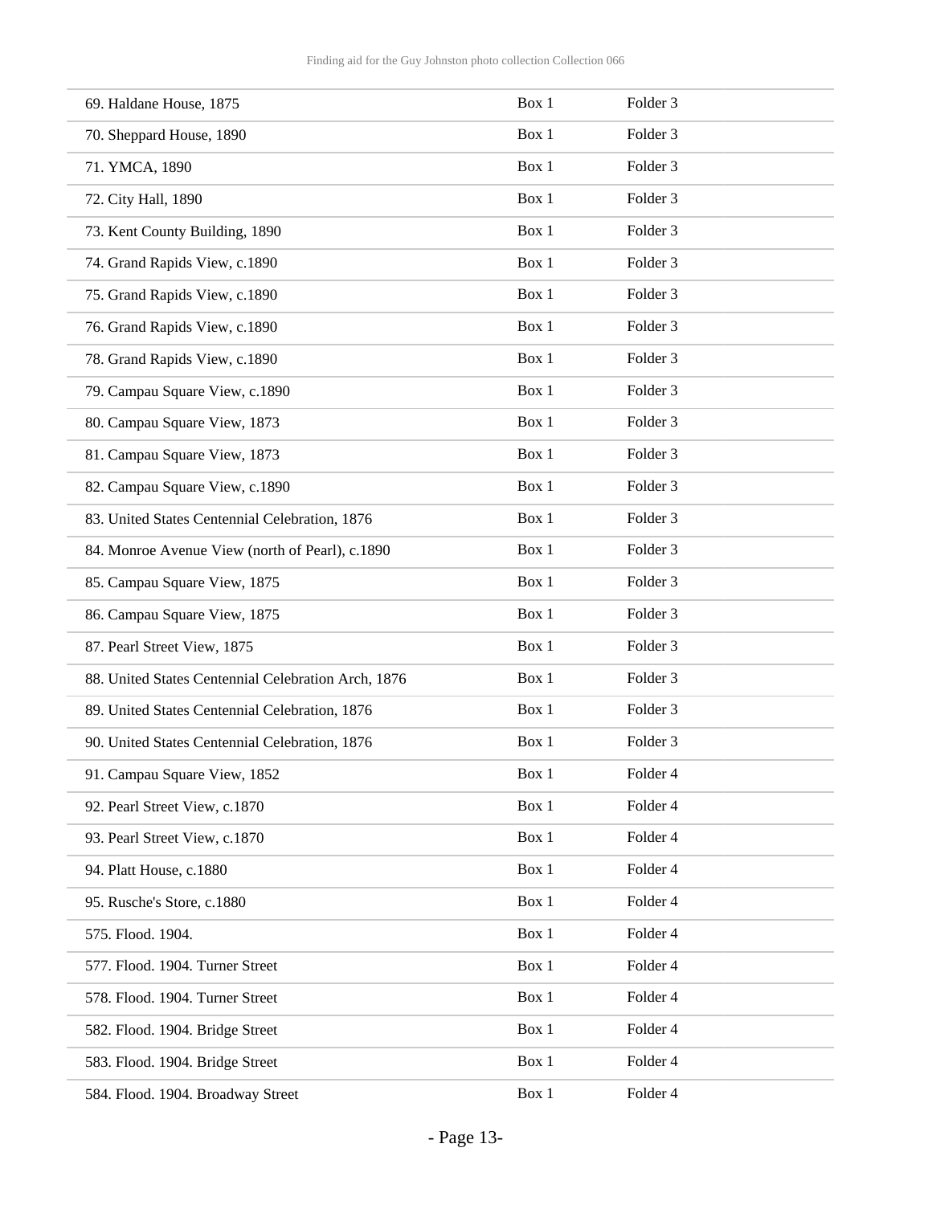| | | |
|---|---|---|
| 69. Haldane House, 1875 | Box 1 | Folder 3 |
| 70. Sheppard House, 1890 | Box 1 | Folder 3 |
| 71. YMCA, 1890 | Box 1 | Folder 3 |
| 72. City Hall, 1890 | Box 1 | Folder 3 |
| 73. Kent County Building, 1890 | Box 1 | Folder 3 |
| 74. Grand Rapids View, c.1890 | Box 1 | Folder 3 |
| 75. Grand Rapids View, c.1890 | Box 1 | Folder 3 |
| 76. Grand Rapids View, c.1890 | Box 1 | Folder 3 |
| 78. Grand Rapids View, c.1890 | Box 1 | Folder 3 |
| 79. Campau Square View, c.1890 | Box 1 | Folder 3 |
| 80. Campau Square View, 1873 | Box 1 | Folder 3 |
| 81. Campau Square View, 1873 | Box 1 | Folder 3 |
| 82. Campau Square View, c.1890 | Box 1 | Folder 3 |
| 83. United States Centennial Celebration, 1876 | Box 1 | Folder 3 |
| 84. Monroe Avenue View (north of Pearl), c.1890 | Box 1 | Folder 3 |
| 85. Campau Square View, 1875 | Box 1 | Folder 3 |
| 86. Campau Square View, 1875 | Box 1 | Folder 3 |
| 87. Pearl Street View, 1875 | Box 1 | Folder 3 |
| 88. United States Centennial Celebration Arch, 1876 | Box 1 | Folder 3 |
| 89. United States Centennial Celebration, 1876 | Box 1 | Folder 3 |
| 90. United States Centennial Celebration, 1876 | Box 1 | Folder 3 |
| 91. Campau Square View, 1852 | Box 1 | Folder 4 |
| 92. Pearl Street View, c.1870 | Box 1 | Folder 4 |
| 93. Pearl Street View, c.1870 | Box 1 | Folder 4 |
| 94. Platt House, c.1880 | Box 1 | Folder 4 |
| 95. Rusche's Store, c.1880 | Box 1 | Folder 4 |
| 575. Flood. 1904. | Box 1 | Folder 4 |
| 577. Flood. 1904. Turner Street | Box 1 | Folder 4 |
| 578. Flood. 1904. Turner Street | Box 1 | Folder 4 |
| 582. Flood. 1904. Bridge Street | Box 1 | Folder 4 |
| 583. Flood. 1904. Bridge Street | Box 1 | Folder 4 |
| 584. Flood. 1904. Broadway Street | Box 1 | Folder 4 |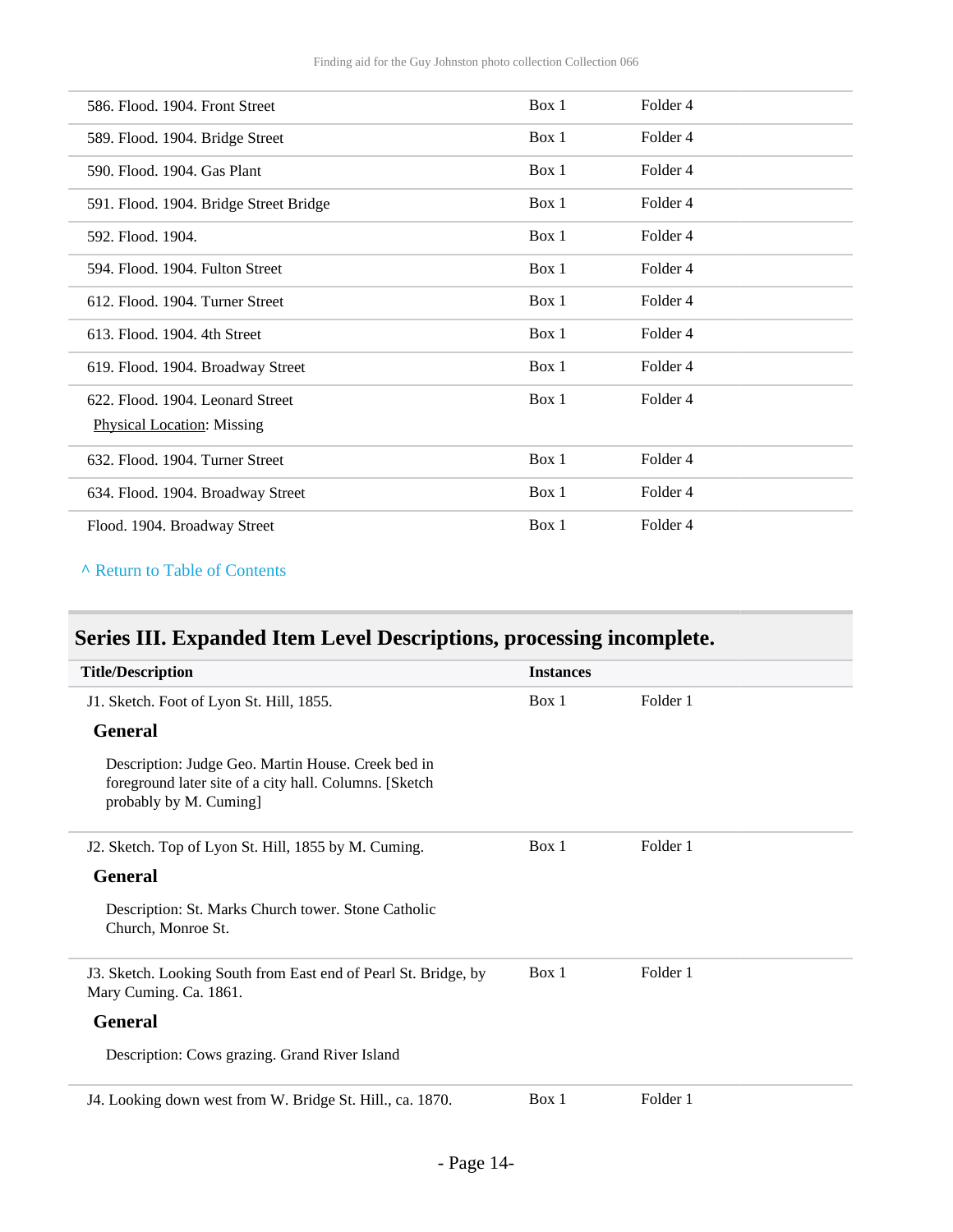| | | |
|---|---|---|
| 586. Flood. 1904. Front Street | Box 1 | Folder 4 |
| 589. Flood. 1904. Bridge Street | Box 1 | Folder 4 |
| 590. Flood. 1904. Gas Plant | Box 1 | Folder 4 |
| 591. Flood. 1904. Bridge Street Bridge | Box 1 | Folder 4 |
| 592. Flood. 1904. | Box 1 | Folder 4 |
| 594. Flood. 1904. Fulton Street | Box 1 | Folder 4 |
| 612. Flood. 1904. Turner Street | Box 1 | Folder 4 |
| 613. Flood. 1904. 4th Street | Box 1 | Folder 4 |
| 619. Flood. 1904. Broadway Street | Box 1 | Folder 4 |
| 622. Flood. 1904. Leonard Street<br>Physical Location: Missing | Box 1 | Folder 4 |
| 632. Flood. 1904. Turner Street | Box 1 | Folder 4 |
| 634. Flood. 1904. Broadway Street | Box 1 | Folder 4 |
| Flood. 1904. Broadway Street | Box 1 | Folder 4 |

^ Return to Table of Contents

## Series III. Expanded Item Level Descriptions, processing incomplete.

| Title/Description | Instances | |
|---|---|---|
| J1. Sketch. Foot of Lyon St. Hill, 1855. | Box 1 | Folder 1 |

### General

Description: Judge Geo. Martin House. Creek bed in foreground later site of a city hall. Columns. [Sketch probably by M. Cuming]

| | | |
|---|---|---|
| J2. Sketch. Top of Lyon St. Hill, 1855 by M. Cuming. | Box 1 | Folder 1 |

### General

Description: St. Marks Church tower. Stone Catholic Church, Monroe St.

| | | |
|---|---|---|
| J3. Sketch. Looking South from East end of Pearl St. Bridge, by Mary Cuming. Ca. 1861. | Box 1 | Folder 1 |

### General

Description: Cows grazing. Grand River Island

| | | |
|---|---|---|
| J4. Looking down west from W. Bridge St. Hill., ca. 1870. | Box 1 | Folder 1 |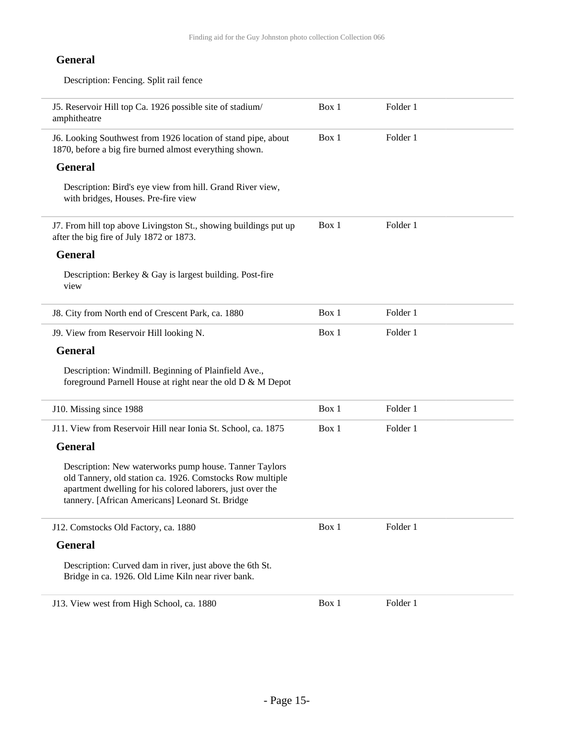**General**

Description: Fencing. Split rail fence

| | | |
|---|---|---|
| J5. Reservoir Hill top Ca. 1926 possible site of stadium/ amphitheatre | Box 1 | Folder 1 |
| J6. Looking Southwest from 1926 location of stand pipe, about 1870, before a big fire burned almost everything shown. | Box 1 | Folder 1 |

**General**

Description: Bird's eye view from hill. Grand River view, with bridges, Houses. Pre-fire view

| | | |
|---|---|---|
| J7. From hill top above Livingston St., showing buildings put up after the big fire of July 1872 or 1873. | Box 1 | Folder 1 |

**General**

Description: Berkey & Gay is largest building. Post-fire view

| | | |
|---|---|---|
| J8. City from North end of Crescent Park, ca. 1880 | Box 1 | Folder 1 |
| J9. View from Reservoir Hill looking N. | Box 1 | Folder 1 |

**General**

Description: Windmill. Beginning of Plainfield Ave., foreground Parnell House at right near the old D & M Depot

| | | |
|---|---|---|
| J10. Missing since 1988 | Box 1 | Folder 1 |
| J11. View from Reservoir Hill near Ionia St. School, ca. 1875 | Box 1 | Folder 1 |

**General**

Description: New waterworks pump house. Tanner Taylors old Tannery, old station ca. 1926. Comstocks Row multiple apartment dwelling for his colored laborers, just over the tannery. [African Americans] Leonard St. Bridge

| | | |
|---|---|---|
| J12. Comstocks Old Factory, ca. 1880 | Box 1 | Folder 1 |

**General**

Description: Curved dam in river, just above the 6th St. Bridge in ca. 1926. Old Lime Kiln near river bank.

| | | |
|---|---|---|
| J13. View west from High School, ca. 1880 | Box 1 | Folder 1 |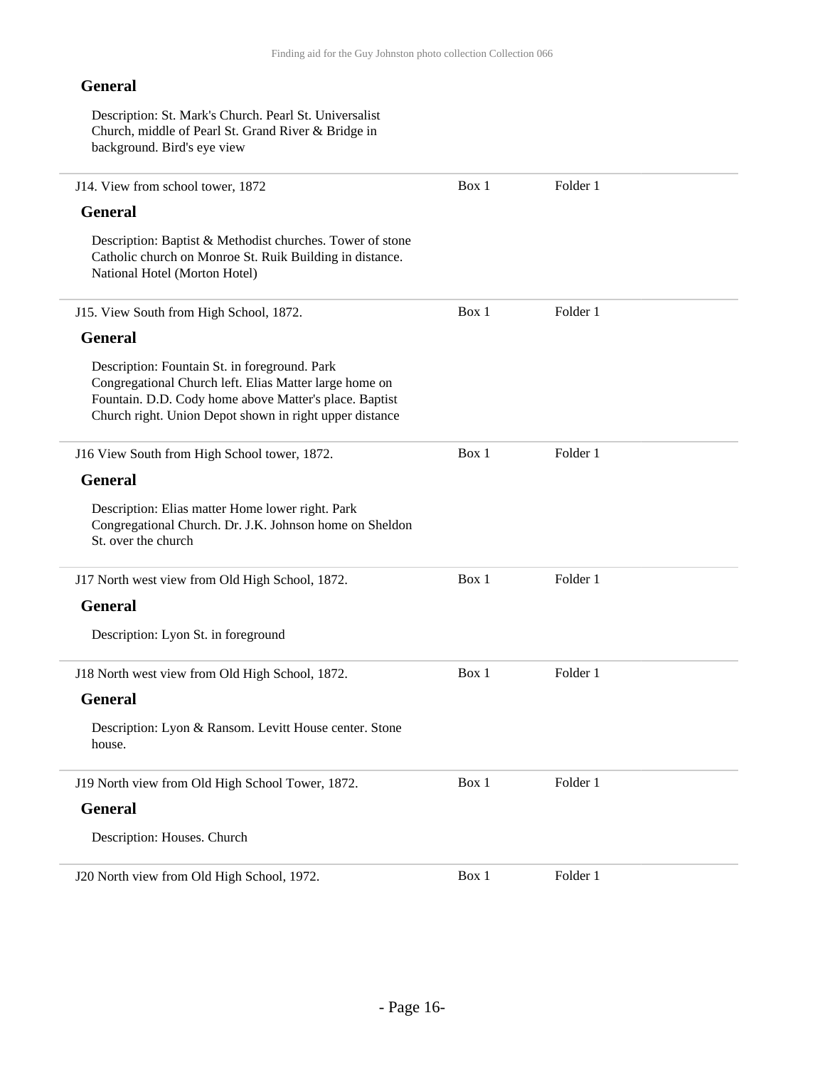### General

Description: St. Mark's Church. Pearl St. Universalist Church, middle of Pearl St. Grand River & Bridge in background. Bird's eye view

J14. View from school tower, 1872 — Box 1 — Folder 1

### General

Description: Baptist & Methodist churches. Tower of stone Catholic church on Monroe St. Ruik Building in distance. National Hotel (Morton Hotel)

J15. View South from High School, 1872. — Box 1 — Folder 1

### General

Description: Fountain St. in foreground. Park Congregational Church left. Elias Matter large home on Fountain. D.D. Cody home above Matter's place. Baptist Church right. Union Depot shown in right upper distance

J16 View South from High School tower, 1872. — Box 1 — Folder 1

### General

Description: Elias matter Home lower right. Park Congregational Church. Dr. J.K. Johnson home on Sheldon St. over the church

J17 North west view from Old High School, 1872. — Box 1 — Folder 1

### General

Description: Lyon St. in foreground

J18 North west view from Old High School, 1872. — Box 1 — Folder 1

### General

Description: Lyon & Ransom. Levitt House center. Stone house.

J19 North view from Old High School Tower, 1872. — Box 1 — Folder 1

### General

Description: Houses. Church

J20 North view from Old High School, 1972. — Box 1 — Folder 1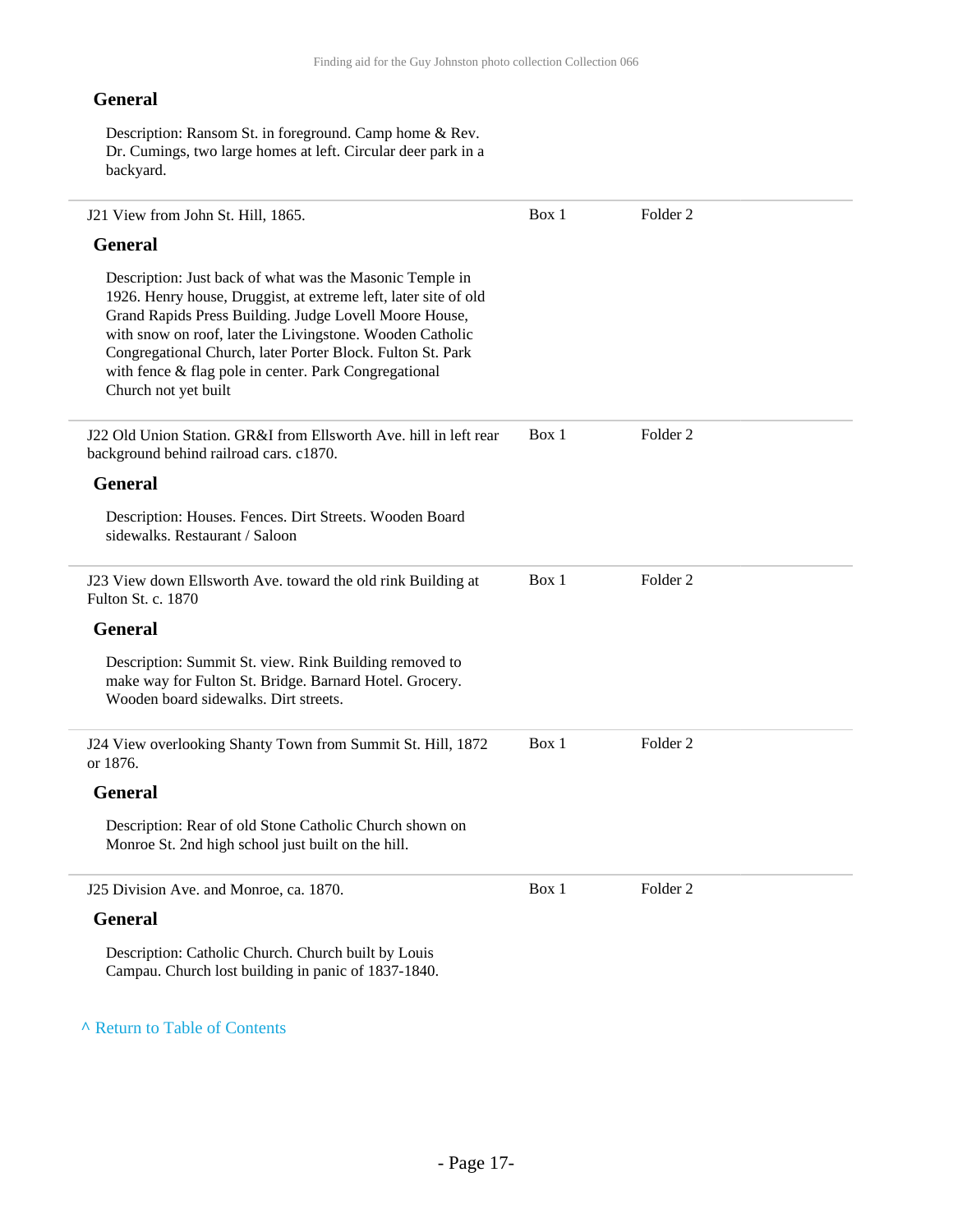### General

Description: Ransom St. in foreground. Camp home & Rev. Dr. Cumings, two large homes at left. Circular deer park in a backyard.

---

J21 View from John St. Hill, 1865. Box 1 Folder 2

### General

Description: Just back of what was the Masonic Temple in 1926. Henry house, Druggist, at extreme left, later site of old Grand Rapids Press Building. Judge Lovell Moore House, with snow on roof, later the Livingstone. Wooden Catholic Congregational Church, later Porter Block. Fulton St. Park with fence & flag pole in center. Park Congregational Church not yet built

---

J22 Old Union Station. GR&I from Ellsworth Ave. hill in left rear background behind railroad cars. c1870. Box 1 Folder 2

### General

Description: Houses. Fences. Dirt Streets. Wooden Board sidewalks. Restaurant / Saloon

---

J23 View down Ellsworth Ave. toward the old rink Building at Fulton St. c. 1870 Box 1 Folder 2

### General

Description: Summit St. view. Rink Building removed to make way for Fulton St. Bridge. Barnard Hotel. Grocery. Wooden board sidewalks. Dirt streets.

---

J24 View overlooking Shanty Town from Summit St. Hill, 1872 or 1876. Box 1 Folder 2

### General

Description: Rear of old Stone Catholic Church shown on Monroe St. 2nd high school just built on the hill.

---

J25 Division Ave. and Monroe, ca. 1870. Box 1 Folder 2

### General

Description: Catholic Church. Church built by Louis Campau. Church lost building in panic of 1837-1840.

^ Return to Table of Contents